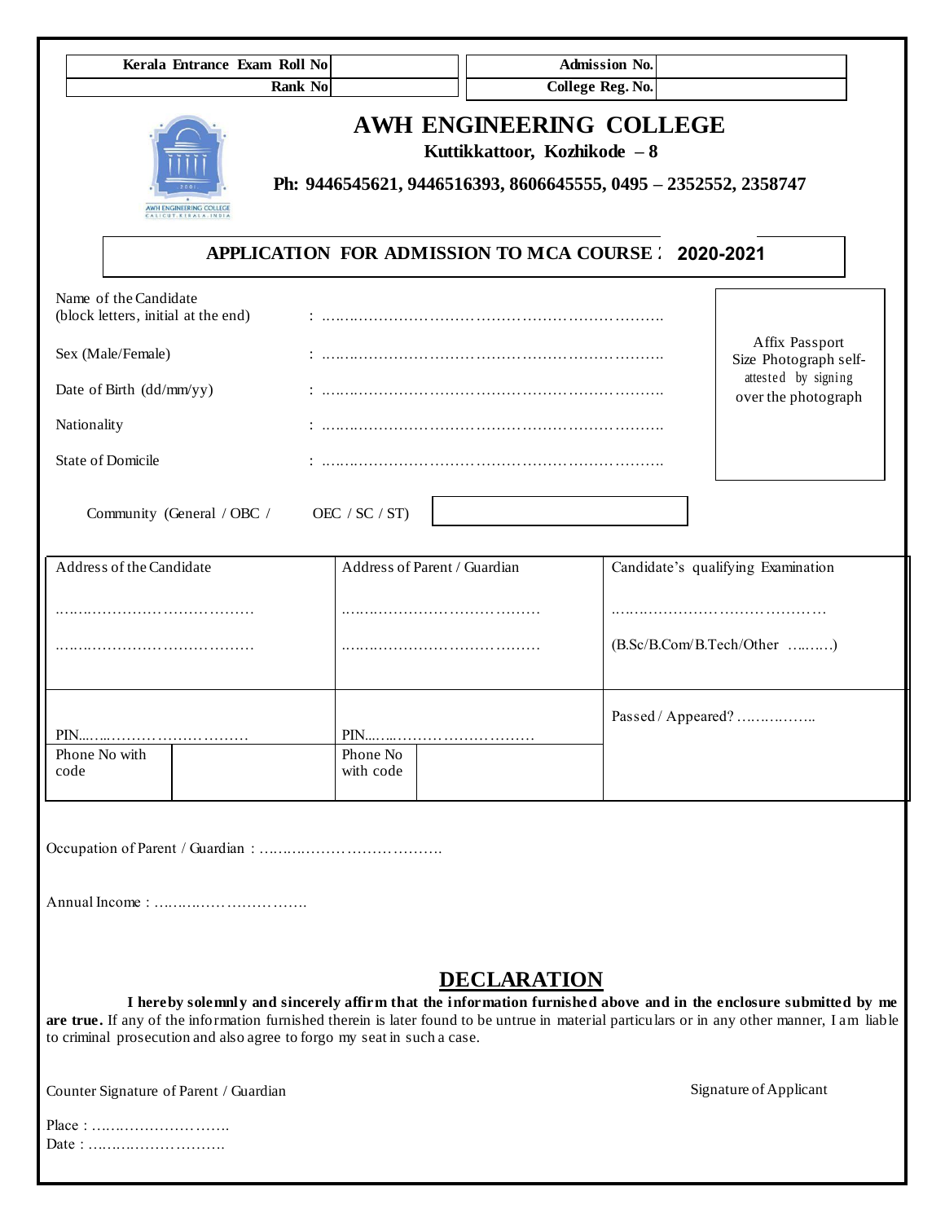| Kerala Entrance Exam Roll No | | Admission No. | |
|---|---|---|---|
| Rank No | | College Reg. No. | |

# AWH ENGINEERING COLLEGE

**Kuttikkattoor, Kozhikode – 8**

**Ph: 9446545621, 9446516393, 8606645555, 0495 – 2352552, 2358747**

## APPLICATION FOR ADMISSION TO MCA COURSE : 2020-2021

Name of the Candidate
(block letters, initial at the end) : ……………………………………………………………

Sex (Male/Female) : ……………………………………………………………

Date of Birth (dd/mm/yy) : ……………………………………………………………

Nationality : ……………………………………………………………

State of Domicile : ……………………………………………………………

Affix Passport Size Photograph self-attested by signing over the photograph

Community (General / OBC / OEC / SC / ST) [ ]

| Address of the Candidate | | Address of Parent / Guardian | | Candidate's qualifying Examination |
|---|---|---|---|---|
| …………………………………… | | …………………………………… | | …………………………………… |
| …………………………………… | | …………………………………… | | (B.Sc/B.Com/B.Tech/Other ……….) |
| PIN……………………………… | | PIN……………………………… | | Passed / Appeared? …………….. |
| Phone No with code | | Phone No with code | | |

Occupation of Parent / Guardian : ……………………………….

Annual Income : ………………………….

## DECLARATION

**I hereby solemnly and sincerely affirm that the information furnished above and in the enclosure submitted by me are true.** If any of the information furnished therein is later found to be untrue in material particulars or in any other manner, I am liable to criminal prosecution and also agree to forgo my seat in such a case.

Counter Signature of Parent / Guardian

Signature of Applicant

Place : ……………………….

Date : ……………………….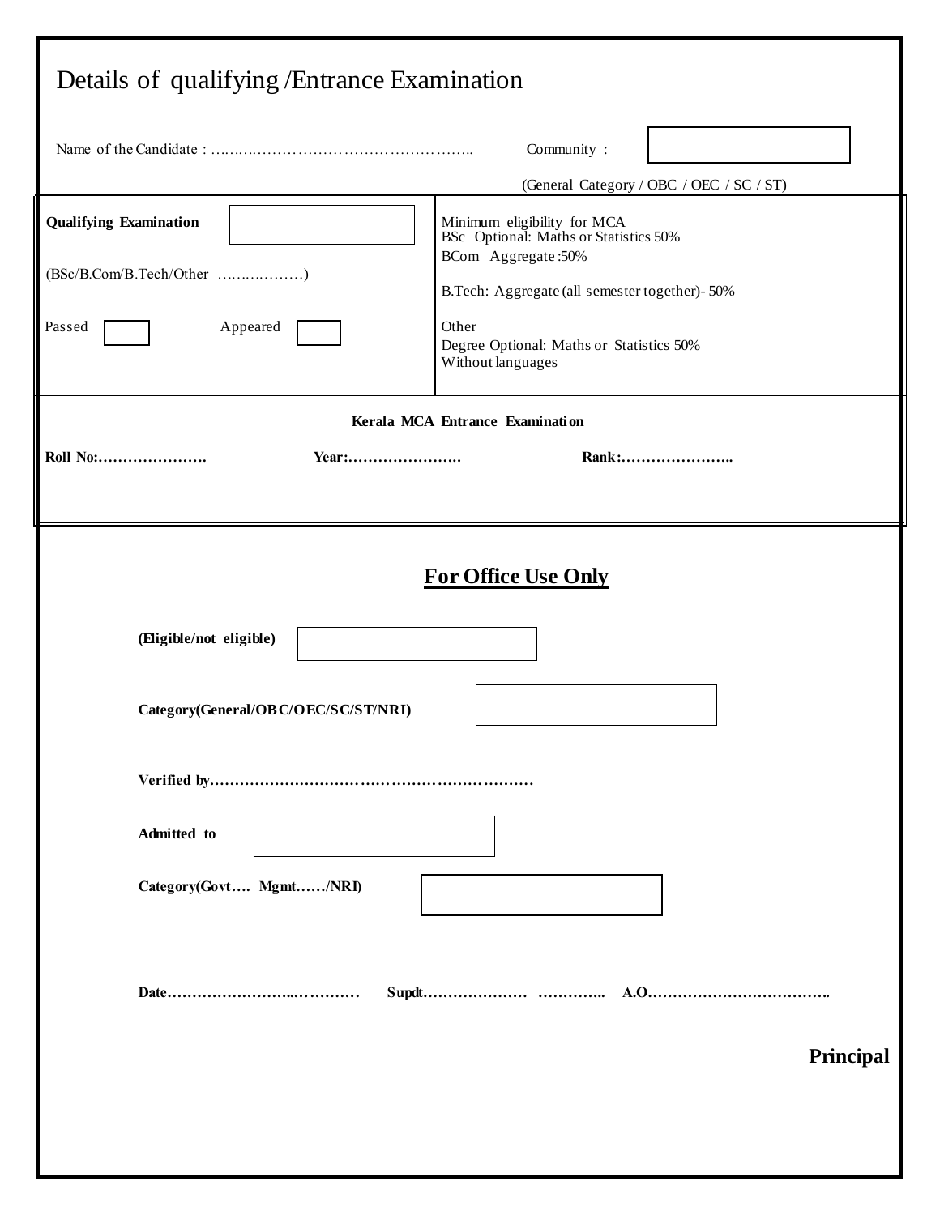# Details of qualifying /Entrance Examination

Name of the Candidate : …………………………………………….. Community : 

(General Category / OBC / OEC / SC / ST)

**Qualifying Examination** 

(BSc/B.Com/B.Tech/Other ………………)

Passed  Appeared 

Minimum eligibility for MCA
BSc Optional: Maths or Statistics 50%
BCom Aggregate :50%

B.Tech: Aggregate (all semester together)- 50%

Other
Degree Optional: Maths or Statistics 50%
Without languages

**Kerala MCA Entrance Examination**

**Roll No:…………………. Year:…………………. Rank:…………………..**

## For Office Use Only

**(Eligible/not eligible)** 

**Category(General/OBC/OEC/SC/ST/NRI)** 

**Verified by…………………………………………………………**

**Admitted to** 

**Category(Govt…. Mgmt……/NRI)** 

**Date……………………..………… Supdt………………… ………….. A.O……………………………….**

**Principal**